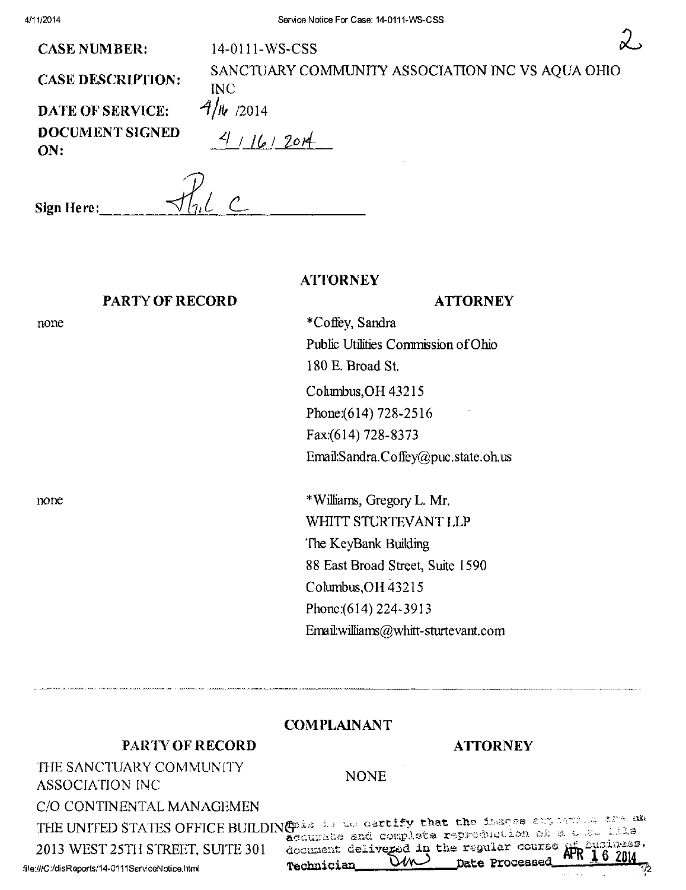2

**CASE NUMBER:** 14-0111-WS-CSS

**CASE DESCRIPTION:** SANCTUARY COMMUNITY ASSOCIATION INC VS AQUA OHIO INC

**DATE OF SERVICE:** 4/16 /2014

**DOCUMENT SIGNED ON:** 4 / 16 / 2014

**Sign Here:** Phil C

## ATTORNEY

| PARTY OF RECORD | ATTORNEY |
|---|---|
| none | *Coffey, Sandra<br>Public Utilities Commission of Ohio<br>180 E. Broad St.<br>Columbus,OH 43215<br>Phone:(614) 728-2516<br>Fax:(614) 728-8373<br>Email:Sandra.Coffey@puc.state.oh.us |
| none | *Williams, Gregory L. Mr.<br>WHITT STURTEVANT LLP<br>The KeyBank Building<br>88 East Broad Street, Suite 1590<br>Columbus,OH 43215<br>Phone:(614) 224-3913<br>Email:williams@whitt-sturtevant.com |

## COMPLAINANT

| PARTY OF RECORD | ATTORNEY |
|---|---|
| THE SANCTUARY COMMUNITY ASSOCIATION INC<br>C/O CONTINENTAL MANAGEMEN<br>THE UNITED STATES OFFICE BUILDING<br>2013 WEST 25TH STREET, SUITE 301 | NONE |

This is to certify that the images appearing are an accurate and complete reproduction of a case file document delivered in the regular course of business.
Technician DM Date Processed APR 16 2014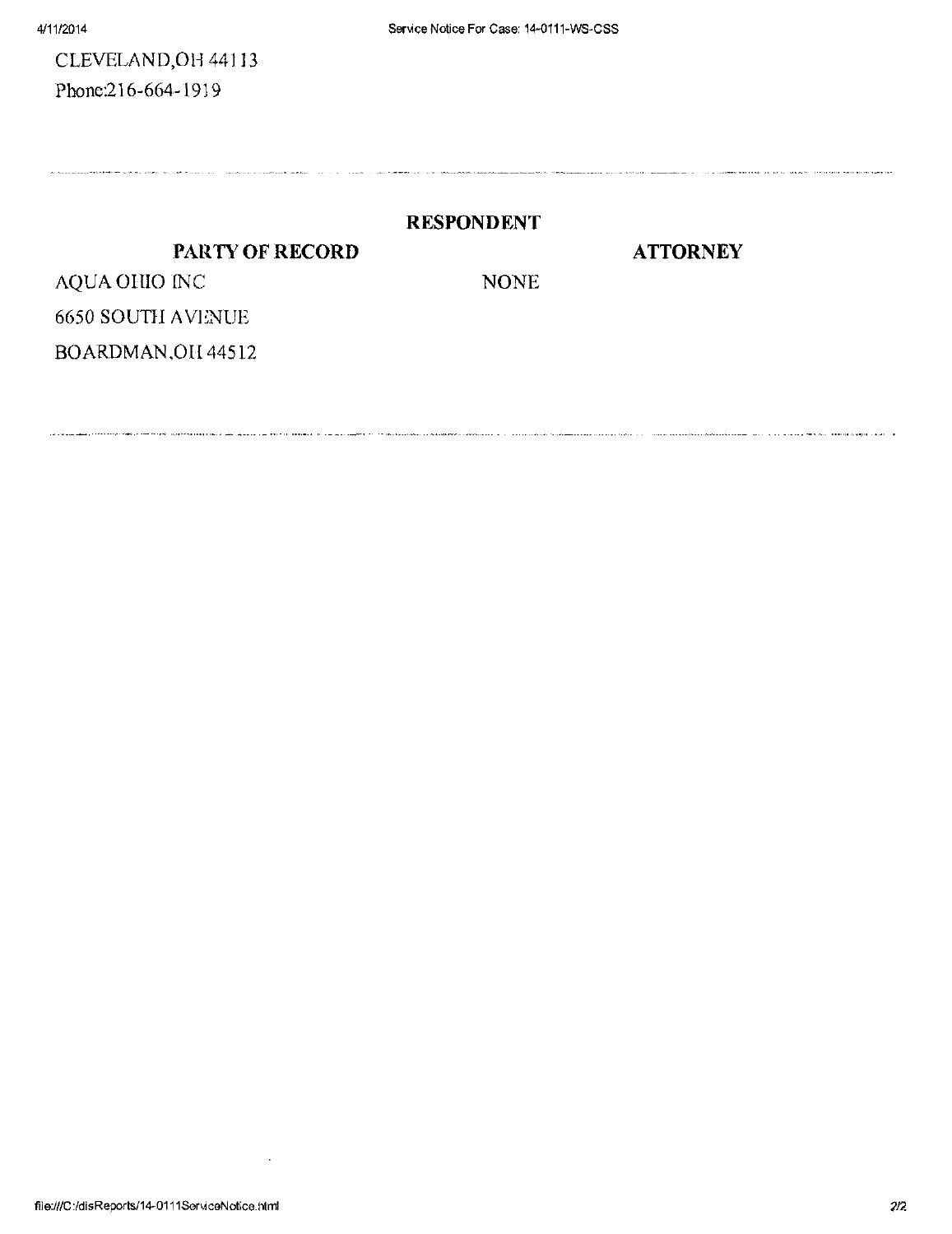CLEVELAND,OH 44113
Phone:216-664-1919

---

## RESPONDENT

| PARTY OF RECORD | ATTORNEY |
|---|---|
| AQUA OHIO INC<br>6650 SOUTH AVENUE<br>BOARDMAN,OH 44512 | NONE |

---